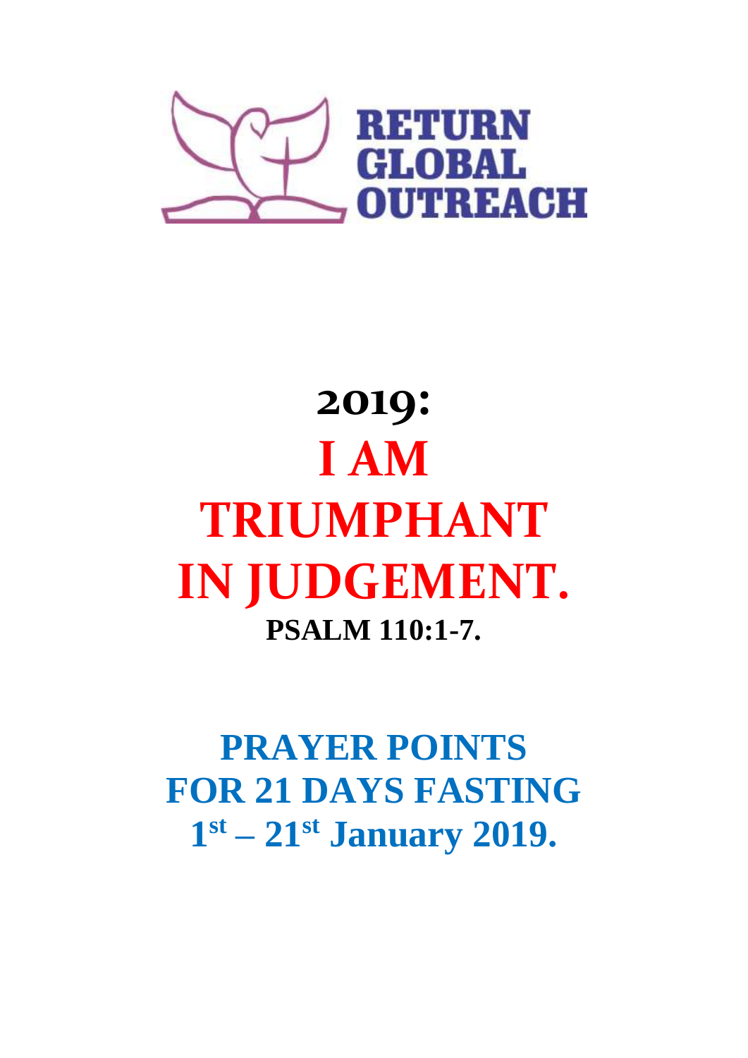**RETURN GLOBAL OUTREACH**

# 2019:

# I AM TRIUMPHANT IN JUDGEMENT.

**PSALM 110:1-7.**

## PRAYER POINTS FOR 21 DAYS FASTING

## 1st – 21st January 2019.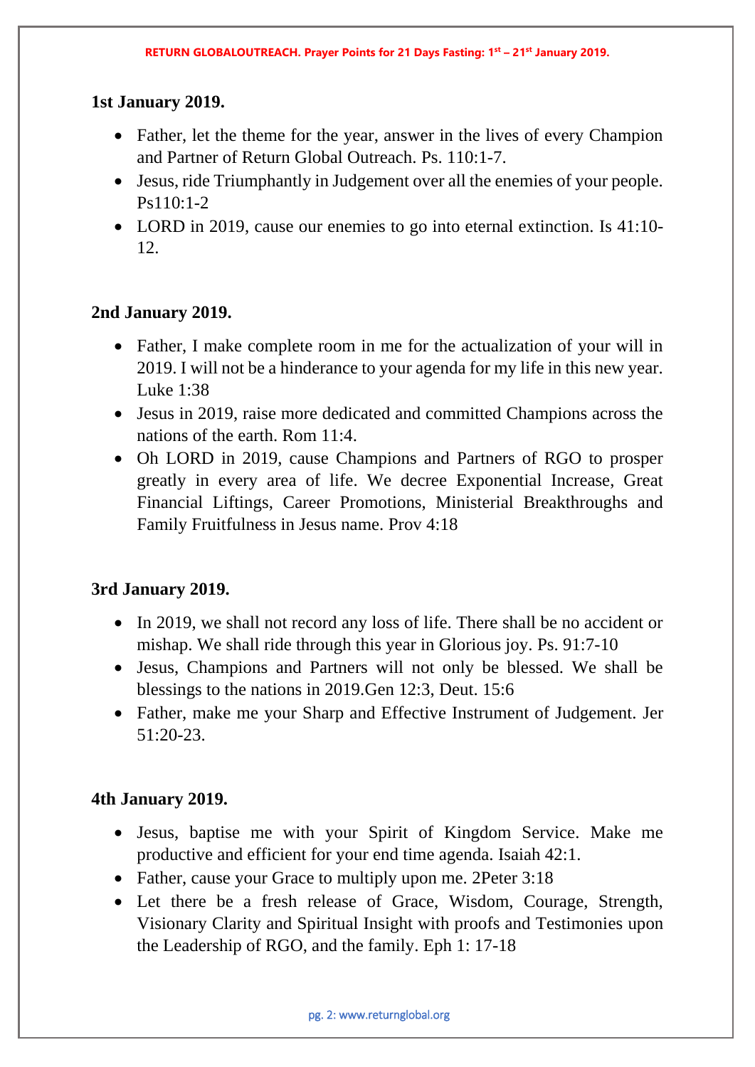**1st January 2019.**

- Father, let the theme for the year, answer in the lives of every Champion and Partner of Return Global Outreach. Ps. 110:1-7.
- Jesus, ride Triumphantly in Judgement over all the enemies of your people. Ps110:1-2
- LORD in 2019, cause our enemies to go into eternal extinction. Is 41:10-12.

**2nd January 2019.**

- Father, I make complete room in me for the actualization of your will in 2019. I will not be a hinderance to your agenda for my life in this new year. Luke 1:38
- Jesus in 2019, raise more dedicated and committed Champions across the nations of the earth. Rom 11:4.
- Oh LORD in 2019, cause Champions and Partners of RGO to prosper greatly in every area of life. We decree Exponential Increase, Great Financial Liftings, Career Promotions, Ministerial Breakthroughs and Family Fruitfulness in Jesus name. Prov 4:18

**3rd January 2019.**

- In 2019, we shall not record any loss of life. There shall be no accident or mishap. We shall ride through this year in Glorious joy. Ps. 91:7-10
- Jesus, Champions and Partners will not only be blessed. We shall be blessings to the nations in 2019.Gen 12:3, Deut. 15:6
- Father, make me your Sharp and Effective Instrument of Judgement. Jer 51:20-23.

**4th January 2019.**

- Jesus, baptise me with your Spirit of Kingdom Service. Make me productive and efficient for your end time agenda. Isaiah 42:1.
- Father, cause your Grace to multiply upon me. 2Peter 3:18
- Let there be a fresh release of Grace, Wisdom, Courage, Strength, Visionary Clarity and Spiritual Insight with proofs and Testimonies upon the Leadership of RGO, and the family. Eph 1: 17-18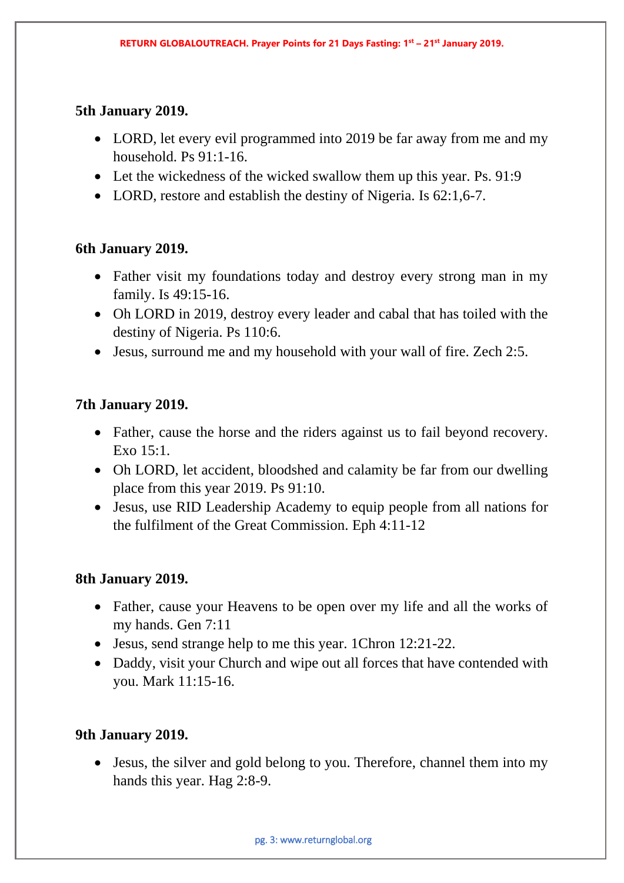**5th January 2019.**

- LORD, let every evil programmed into 2019 be far away from me and my household. Ps 91:1-16.
- Let the wickedness of the wicked swallow them up this year. Ps. 91:9
- LORD, restore and establish the destiny of Nigeria. Is 62:1,6-7.

**6th January 2019.**

- Father visit my foundations today and destroy every strong man in my family. Is 49:15-16.
- Oh LORD in 2019, destroy every leader and cabal that has toiled with the destiny of Nigeria. Ps 110:6.
- Jesus, surround me and my household with your wall of fire. Zech 2:5.

**7th January 2019.**

- Father, cause the horse and the riders against us to fail beyond recovery. Exo 15:1.
- Oh LORD, let accident, bloodshed and calamity be far from our dwelling place from this year 2019. Ps 91:10.
- Jesus, use RID Leadership Academy to equip people from all nations for the fulfilment of the Great Commission. Eph 4:11-12

**8th January 2019.**

- Father, cause your Heavens to be open over my life and all the works of my hands. Gen 7:11
- Jesus, send strange help to me this year. 1Chron 12:21-22.
- Daddy, visit your Church and wipe out all forces that have contended with you. Mark 11:15-16.

**9th January 2019.**

- Jesus, the silver and gold belong to you. Therefore, channel them into my hands this year. Hag 2:8-9.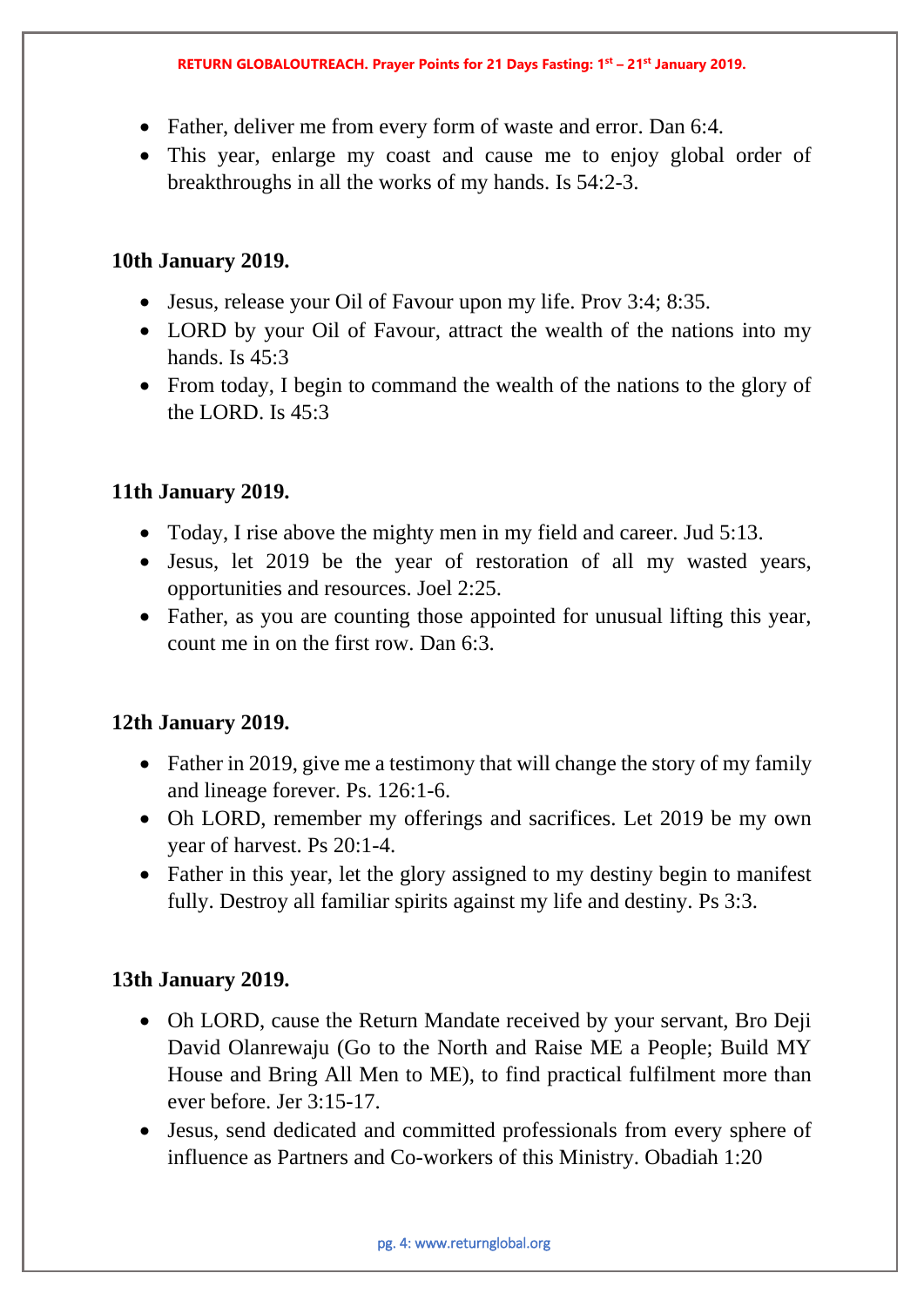- Father, deliver me from every form of waste and error. Dan 6:4.
- This year, enlarge my coast and cause me to enjoy global order of breakthroughs in all the works of my hands. Is 54:2-3.

**10th January 2019.**

- Jesus, release your Oil of Favour upon my life. Prov 3:4; 8:35.
- LORD by your Oil of Favour, attract the wealth of the nations into my hands. Is 45:3
- From today, I begin to command the wealth of the nations to the glory of the LORD. Is 45:3

**11th January 2019.**

- Today, I rise above the mighty men in my field and career. Jud 5:13.
- Jesus, let 2019 be the year of restoration of all my wasted years, opportunities and resources. Joel 2:25.
- Father, as you are counting those appointed for unusual lifting this year, count me in on the first row. Dan 6:3.

**12th January 2019.**

- Father in 2019, give me a testimony that will change the story of my family and lineage forever. Ps. 126:1-6.
- Oh LORD, remember my offerings and sacrifices. Let 2019 be my own year of harvest. Ps 20:1-4.
- Father in this year, let the glory assigned to my destiny begin to manifest fully. Destroy all familiar spirits against my life and destiny. Ps 3:3.

**13th January 2019.**

- Oh LORD, cause the Return Mandate received by your servant, Bro Deji David Olanrewaju (Go to the North and Raise ME a People; Build MY House and Bring All Men to ME), to find practical fulfilment more than ever before. Jer 3:15-17.
- Jesus, send dedicated and committed professionals from every sphere of influence as Partners and Co-workers of this Ministry. Obadiah 1:20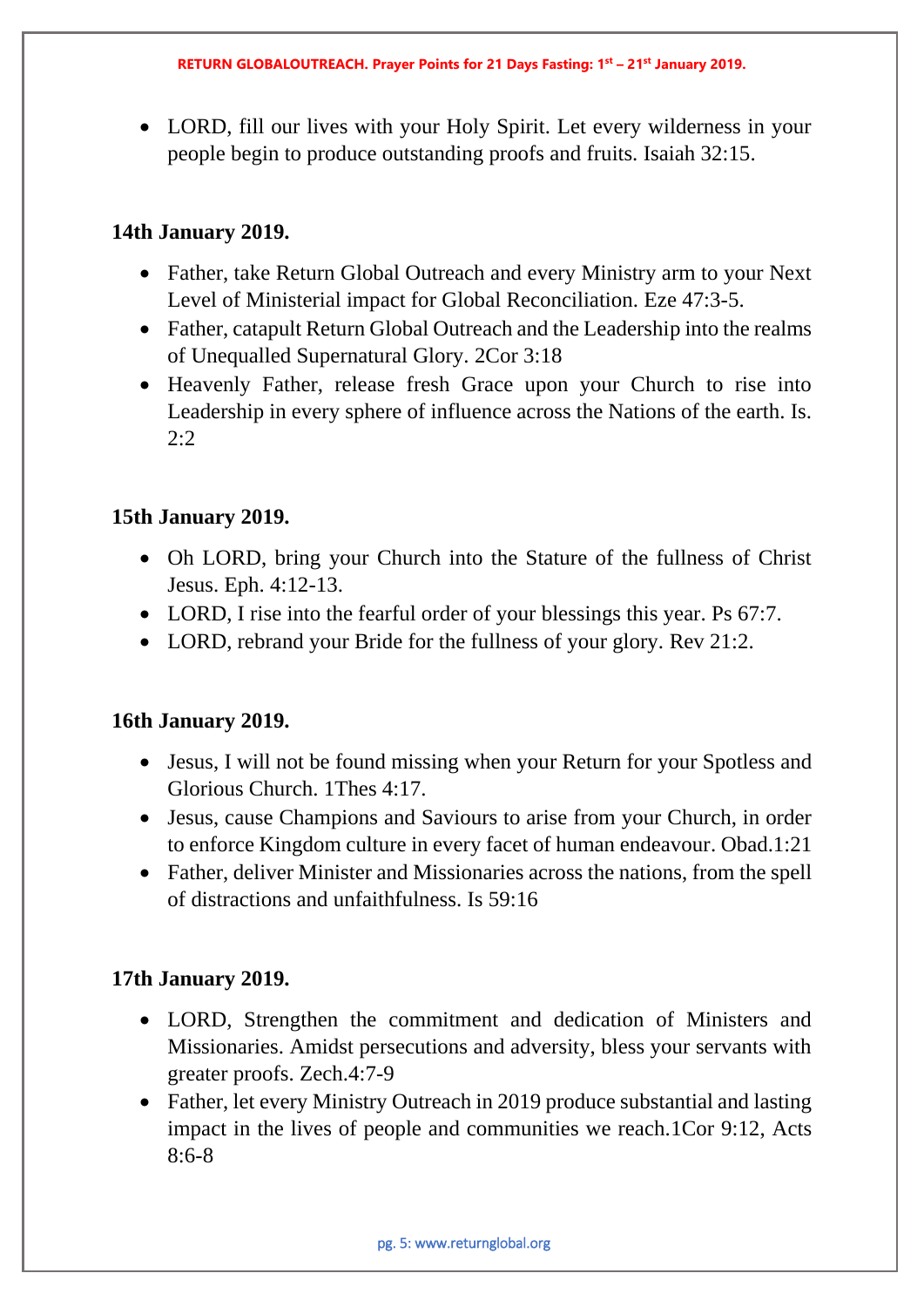- LORD, fill our lives with your Holy Spirit. Let every wilderness in your people begin to produce outstanding proofs and fruits. Isaiah 32:15.

**14th January 2019.**

- Father, take Return Global Outreach and every Ministry arm to your Next Level of Ministerial impact for Global Reconciliation. Eze 47:3-5.
- Father, catapult Return Global Outreach and the Leadership into the realms of Unequalled Supernatural Glory. 2Cor 3:18
- Heavenly Father, release fresh Grace upon your Church to rise into Leadership in every sphere of influence across the Nations of the earth. Is. 2:2

**15th January 2019.**

- Oh LORD, bring your Church into the Stature of the fullness of Christ Jesus. Eph. 4:12-13.
- LORD, I rise into the fearful order of your blessings this year. Ps 67:7.
- LORD, rebrand your Bride for the fullness of your glory. Rev 21:2.

**16th January 2019.**

- Jesus, I will not be found missing when your Return for your Spotless and Glorious Church. 1Thes 4:17.
- Jesus, cause Champions and Saviours to arise from your Church, in order to enforce Kingdom culture in every facet of human endeavour. Obad.1:21
- Father, deliver Minister and Missionaries across the nations, from the spell of distractions and unfaithfulness. Is 59:16

**17th January 2019.**

- LORD, Strengthen the commitment and dedication of Ministers and Missionaries. Amidst persecutions and adversity, bless your servants with greater proofs. Zech.4:7-9
- Father, let every Ministry Outreach in 2019 produce substantial and lasting impact in the lives of people and communities we reach.1Cor 9:12, Acts 8:6-8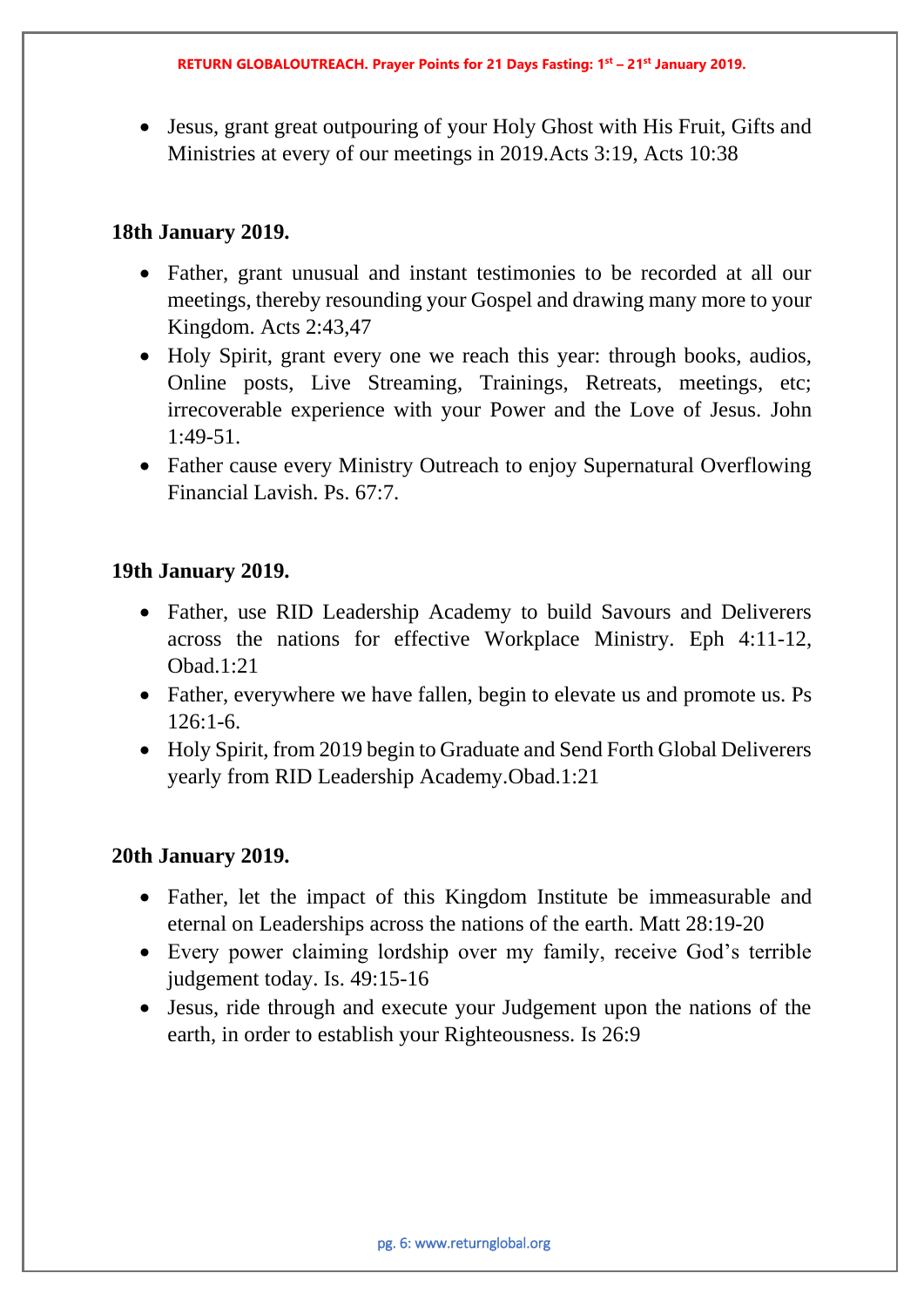- Jesus, grant great outpouring of your Holy Ghost with His Fruit, Gifts and Ministries at every of our meetings in 2019.Acts 3:19, Acts 10:38

**18th January 2019.**

- Father, grant unusual and instant testimonies to be recorded at all our meetings, thereby resounding your Gospel and drawing many more to your Kingdom. Acts 2:43,47
- Holy Spirit, grant every one we reach this year: through books, audios, Online posts, Live Streaming, Trainings, Retreats, meetings, etc; irrecoverable experience with your Power and the Love of Jesus. John 1:49-51.
- Father cause every Ministry Outreach to enjoy Supernatural Overflowing Financial Lavish. Ps. 67:7.

**19th January 2019.**

- Father, use RID Leadership Academy to build Savours and Deliverers across the nations for effective Workplace Ministry. Eph 4:11-12, Obad.1:21
- Father, everywhere we have fallen, begin to elevate us and promote us. Ps 126:1-6.
- Holy Spirit, from 2019 begin to Graduate and Send Forth Global Deliverers yearly from RID Leadership Academy.Obad.1:21

**20th January 2019.**

- Father, let the impact of this Kingdom Institute be immeasurable and eternal on Leaderships across the nations of the earth. Matt 28:19-20
- Every power claiming lordship over my family, receive God's terrible judgement today. Is. 49:15-16
- Jesus, ride through and execute your Judgement upon the nations of the earth, in order to establish your Righteousness. Is 26:9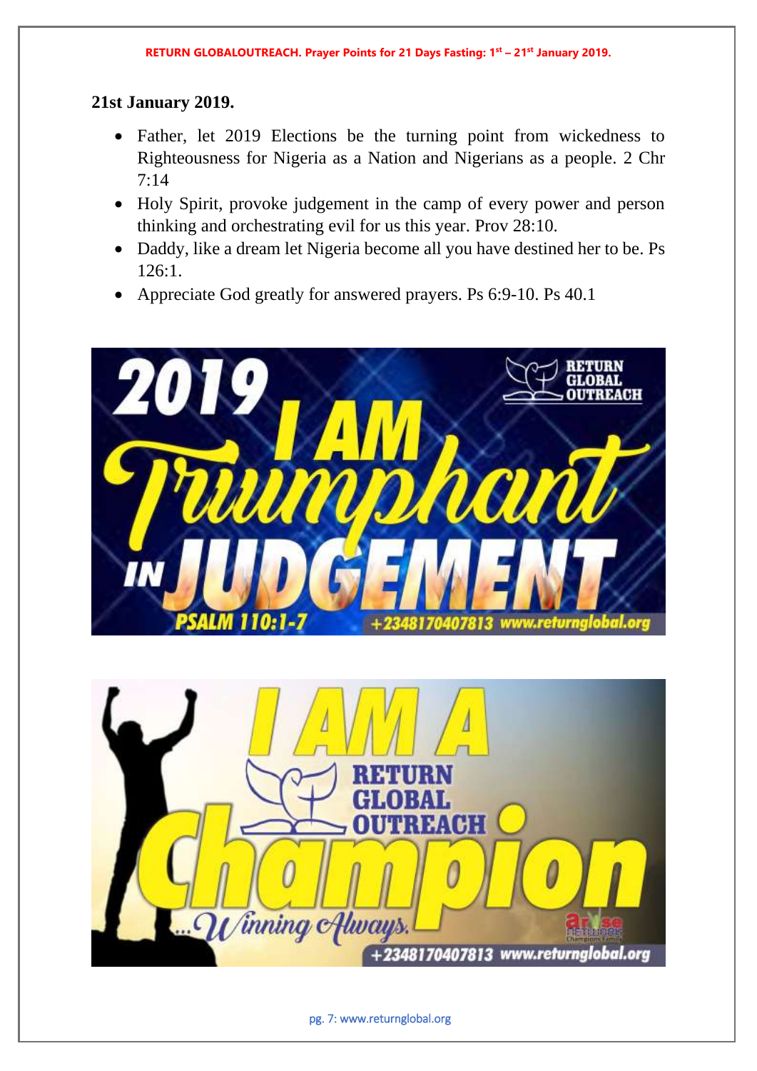**21st January 2019.**

- Father, let 2019 Elections be the turning point from wickedness to Righteousness for Nigeria as a Nation and Nigerians as a people. 2 Chr 7:14
- Holy Spirit, provoke judgement in the camp of every power and person thinking and orchestrating evil for us this year. Prov 28:10.
- Daddy, like a dream let Nigeria become all you have destined her to be. Ps 126:1.
- Appreciate God greatly for answered prayers. Ps 6:9-10. Ps 40.1